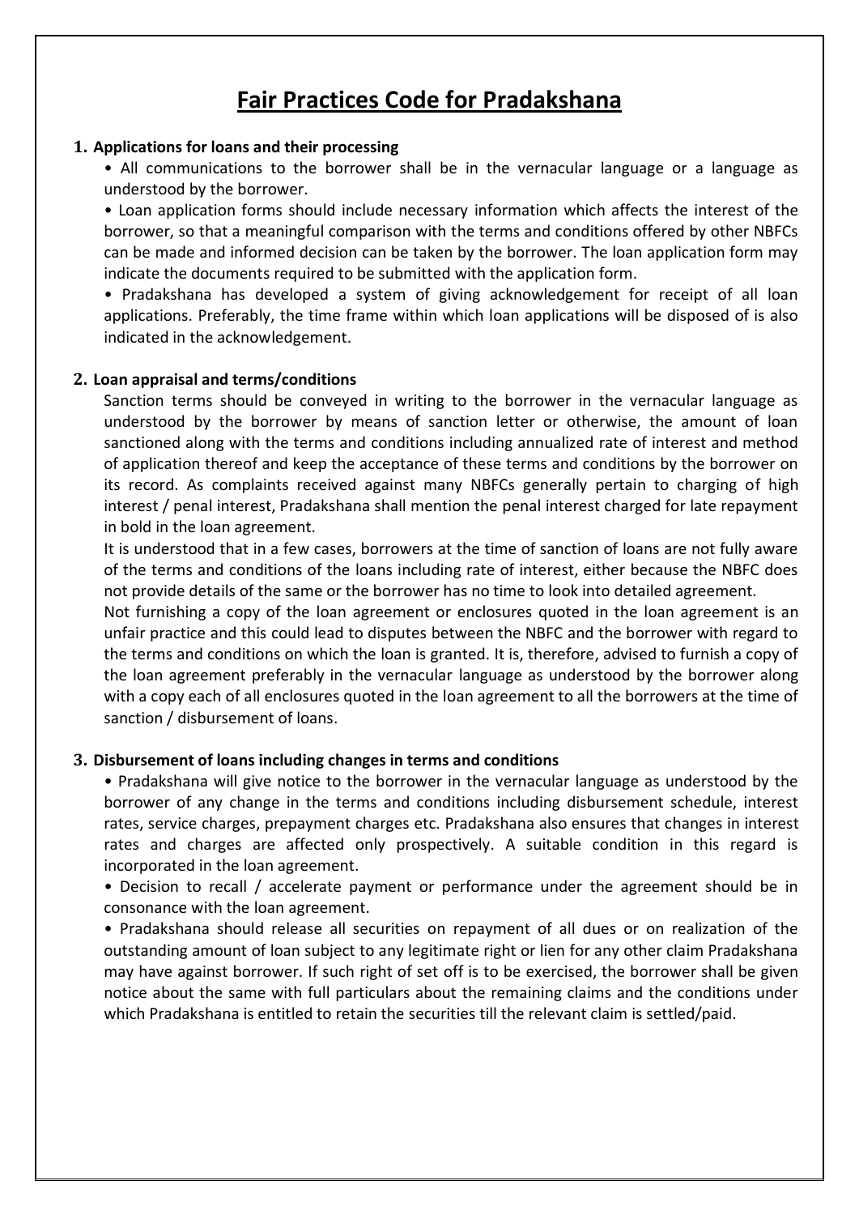# Fair Practices Code for Pradakshana

## 1. Applications for loans and their processing

- All communications to the borrower shall be in the vernacular language or a language as understood by the borrower.
- Loan application forms should include necessary information which affects the interest of the borrower, so that a meaningful comparison with the terms and conditions offered by other NBFCs can be made and informed decision can be taken by the borrower. The loan application form may indicate the documents required to be submitted with the application form.
- Pradakshana has developed a system of giving acknowledgement for receipt of all loan applications. Preferably, the time frame within which loan applications will be disposed of is also indicated in the acknowledgement.

## 2. Loan appraisal and terms/conditions

Sanction terms should be conveyed in writing to the borrower in the vernacular language as understood by the borrower by means of sanction letter or otherwise, the amount of loan sanctioned along with the terms and conditions including annualized rate of interest and method of application thereof and keep the acceptance of these terms and conditions by the borrower on its record. As complaints received against many NBFCs generally pertain to charging of high interest / penal interest, Pradakshana shall mention the penal interest charged for late repayment in bold in the loan agreement.

It is understood that in a few cases, borrowers at the time of sanction of loans are not fully aware of the terms and conditions of the loans including rate of interest, either because the NBFC does not provide details of the same or the borrower has no time to look into detailed agreement.

Not furnishing a copy of the loan agreement or enclosures quoted in the loan agreement is an unfair practice and this could lead to disputes between the NBFC and the borrower with regard to the terms and conditions on which the loan is granted. It is, therefore, advised to furnish a copy of the loan agreement preferably in the vernacular language as understood by the borrower along with a copy each of all enclosures quoted in the loan agreement to all the borrowers at the time of sanction / disbursement of loans.

## 3. Disbursement of loans including changes in terms and conditions

- Pradakshana will give notice to the borrower in the vernacular language as understood by the borrower of any change in the terms and conditions including disbursement schedule, interest rates, service charges, prepayment charges etc. Pradakshana also ensures that changes in interest rates and charges are affected only prospectively. A suitable condition in this regard is incorporated in the loan agreement.
- Decision to recall / accelerate payment or performance under the agreement should be in consonance with the loan agreement.
- Pradakshana should release all securities on repayment of all dues or on realization of the outstanding amount of loan subject to any legitimate right or lien for any other claim Pradakshana may have against borrower. If such right of set off is to be exercised, the borrower shall be given notice about the same with full particulars about the remaining claims and the conditions under which Pradakshana is entitled to retain the securities till the relevant claim is settled/paid.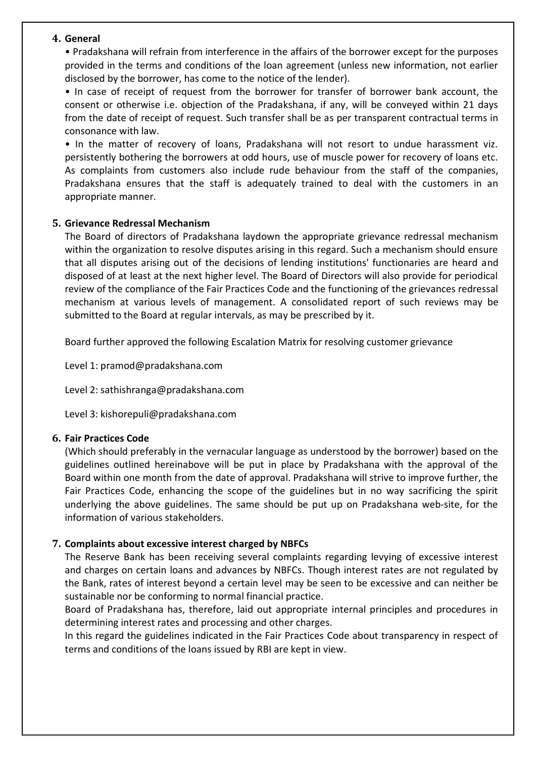## 4. General

- Pradakshana will refrain from interference in the affairs of the borrower except for the purposes provided in the terms and conditions of the loan agreement (unless new information, not earlier disclosed by the borrower, has come to the notice of the lender).
- In case of receipt of request from the borrower for transfer of borrower bank account, the consent or otherwise i.e. objection of the Pradakshana, if any, will be conveyed within 21 days from the date of receipt of request. Such transfer shall be as per transparent contractual terms in consonance with law.
- In the matter of recovery of loans, Pradakshana will not resort to undue harassment viz. persistently bothering the borrowers at odd hours, use of muscle power for recovery of loans etc. As complaints from customers also include rude behaviour from the staff of the companies, Pradakshana ensures that the staff is adequately trained to deal with the customers in an appropriate manner.

## 5. Grievance Redressal Mechanism

The Board of directors of Pradakshana laydown the appropriate grievance redressal mechanism within the organization to resolve disputes arising in this regard. Such a mechanism should ensure that all disputes arising out of the decisions of lending institutions' functionaries are heard and disposed of at least at the next higher level. The Board of Directors will also provide for periodical review of the compliance of the Fair Practices Code and the functioning of the grievances redressal mechanism at various levels of management. A consolidated report of such reviews may be submitted to the Board at regular intervals, as may be prescribed by it.

Board further approved the following Escalation Matrix for resolving customer grievance

Level 1: pramod@pradakshana.com

Level 2: sathishranga@pradakshana.com

Level 3: kishorepuli@pradakshana.com

## 6. Fair Practices Code

(Which should preferably in the vernacular language as understood by the borrower) based on the guidelines outlined hereinabove will be put in place by Pradakshana with the approval of the Board within one month from the date of approval. Pradakshana will strive to improve further, the Fair Practices Code, enhancing the scope of the guidelines but in no way sacrificing the spirit underlying the above guidelines. The same should be put up on Pradakshana web-site, for the information of various stakeholders.

## 7. Complaints about excessive interest charged by NBFCs

The Reserve Bank has been receiving several complaints regarding levying of excessive interest and charges on certain loans and advances by NBFCs. Though interest rates are not regulated by the Bank, rates of interest beyond a certain level may be seen to be excessive and can neither be sustainable nor be conforming to normal financial practice.

Board of Pradakshana has, therefore, laid out appropriate internal principles and procedures in determining interest rates and processing and other charges.

In this regard the guidelines indicated in the Fair Practices Code about transparency in respect of terms and conditions of the loans issued by RBI are kept in view.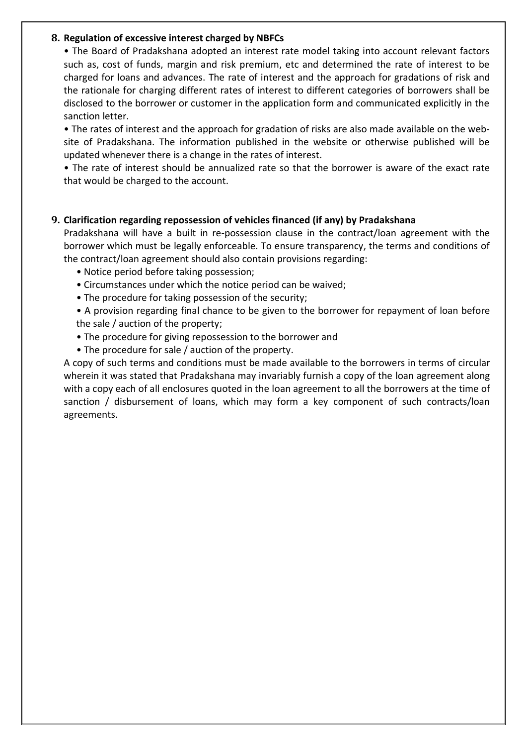**8. Regulation of excessive interest charged by NBFCs**

- The Board of Pradakshana adopted an interest rate model taking into account relevant factors such as, cost of funds, margin and risk premium, etc and determined the rate of interest to be charged for loans and advances. The rate of interest and the approach for gradations of risk and the rationale for charging different rates of interest to different categories of borrowers shall be disclosed to the borrower or customer in the application form and communicated explicitly in the sanction letter.
- The rates of interest and the approach for gradation of risks are also made available on the web-site of Pradakshana. The information published in the website or otherwise published will be updated whenever there is a change in the rates of interest.
- The rate of interest should be annualized rate so that the borrower is aware of the exact rate that would be charged to the account.

**9. Clarification regarding repossession of vehicles financed (if any) by Pradakshana**

Pradakshana will have a built in re-possession clause in the contract/loan agreement with the borrower which must be legally enforceable. To ensure transparency, the terms and conditions of the contract/loan agreement should also contain provisions regarding:

- Notice period before taking possession;
- Circumstances under which the notice period can be waived;
- The procedure for taking possession of the security;
- A provision regarding final chance to be given to the borrower for repayment of loan before the sale / auction of the property;
- The procedure for giving repossession to the borrower and
- The procedure for sale / auction of the property.

A copy of such terms and conditions must be made available to the borrowers in terms of circular wherein it was stated that Pradakshana may invariably furnish a copy of the loan agreement along with a copy each of all enclosures quoted in the loan agreement to all the borrowers at the time of sanction / disbursement of loans, which may form a key component of such contracts/loan agreements.